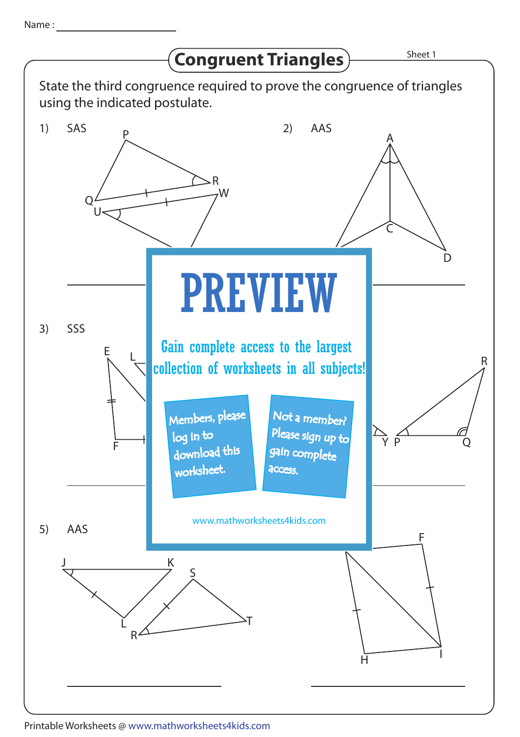Name : ____________________

# Congruent Triangles

Sheet 1

State the third congruence required to prove the congruence of triangles using the indicated postulate.

1) SAS

P, Q, R, U, W

____________________

2) AAS

A, C, D

____________________

3) SSS

E, L, F

____________________

R, Y, P, Q

____________________

PREVIEW

Gain complete access to the largest collection of worksheets in all subjects!

Members, please log in to download this worksheet.

Not a member? Please sign up to gain complete access.

www.mathworksheets4kids.com

5) AAS

J, K, L, S, R, T

____________________

F, H, I

____________________

Printable Worksheets @ www.mathworksheets4kids.com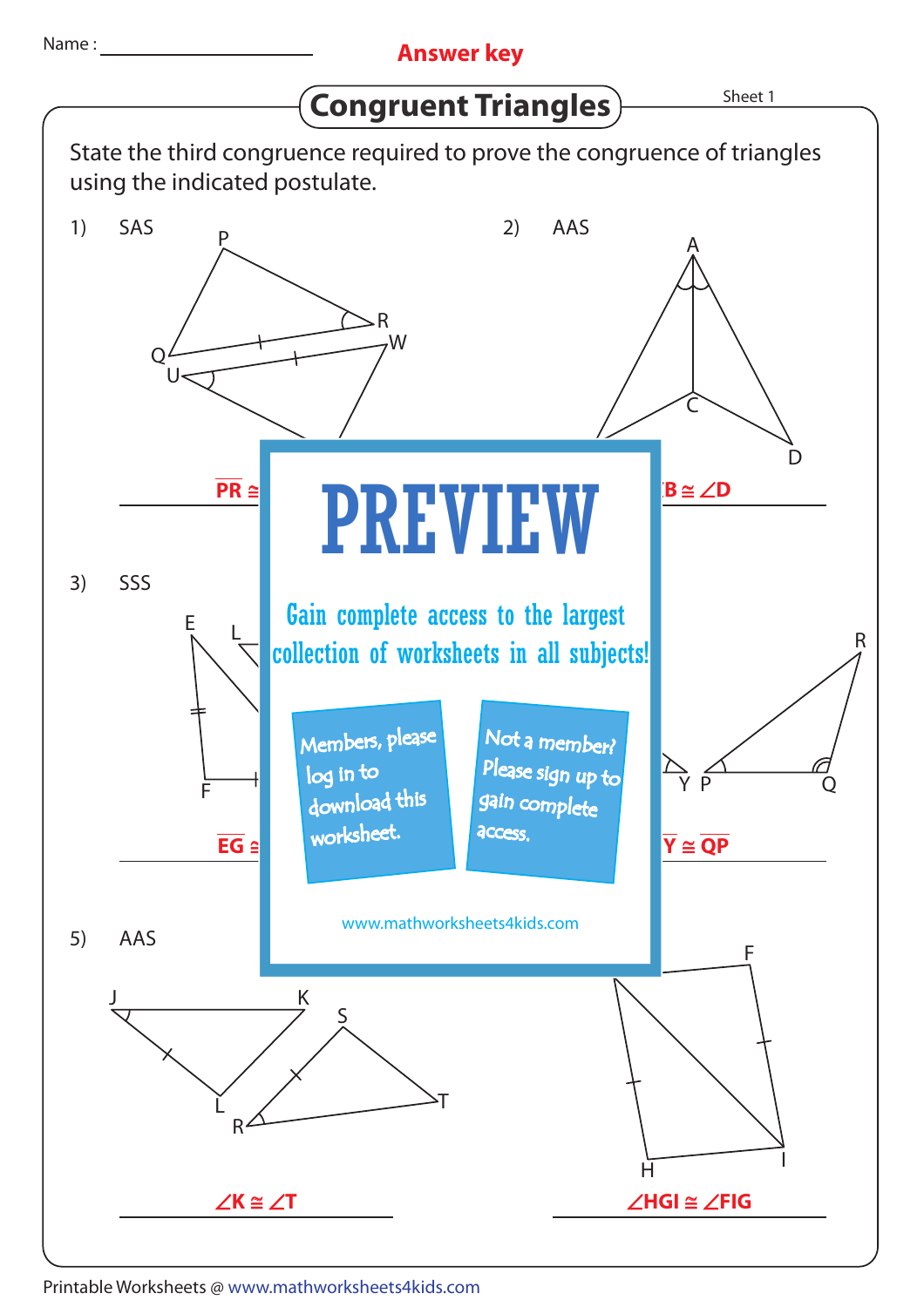Name : ____________________

**Answer key**

# Congruent Triangles

Sheet 1

State the third congruence required to prove the congruence of triangles using the indicated postulate.

1) SAS

$\overline{PR} \cong$

2) AAS

$\angle B \cong \angle D$

3) SSS

$\overline{EG} \cong$

$\overline{Y} \cong \overline{QP}$

5) AAS

$\angle K \cong \angle T$

$\angle HGI \cong \angle FIG$

PREVIEW

Gain complete access to the largest collection of worksheets in all subjects!

Members, please log in to download this worksheet.

Not a member? Please sign up to gain complete access.

www.mathworksheets4kids.com

Printable Worksheets @ www.mathworksheets4kids.com